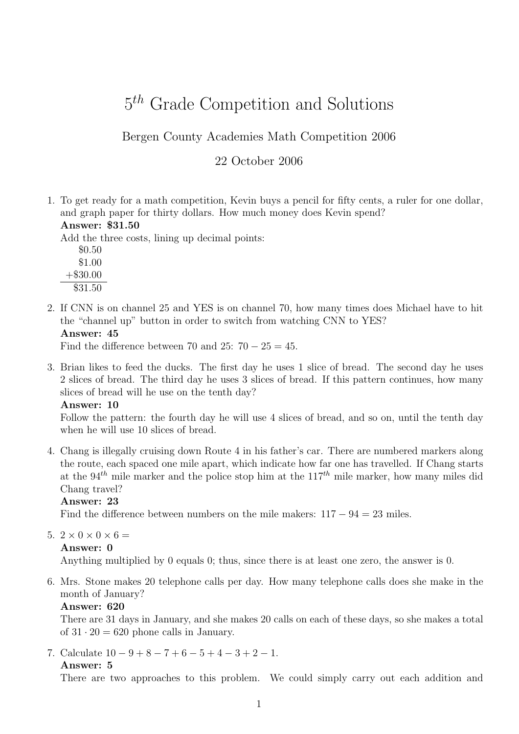# $5^{th}$ Grade Competition and Solutions

Bergen County Academies Math Competition 2006

22 October 2006

1. To get ready for a math competition, Kevin buys a pencil for fifty cents, a ruler for one dollar, and graph paper for thirty dollars. How much money does Kevin spend?
   **Answer: $31.50**
   Add the three costs, lining up decimal points:
   $$\begin{array}{r} \$0.50 \\ \$1.00 \\ +\$30.00 \\ \hline \$31.50 \end{array}$$

2. If CNN is on channel 25 and YES is on channel 70, how many times does Michael have to hit the "channel up" button in order to switch from watching CNN to YES?
   **Answer: 45**
   Find the difference between 70 and 25: $70 - 25 = 45$.

3. Brian likes to feed the ducks. The first day he uses 1 slice of bread. The second day he uses 2 slices of bread. The third day he uses 3 slices of bread. If this pattern continues, how many slices of bread will he use on the tenth day?
   **Answer: 10**
   Follow the pattern: the fourth day he will use 4 slices of bread, and so on, until the tenth day when he will use 10 slices of bread.

4. Chang is illegally cruising down Route 4 in his father's car. There are numbered markers along the route, each spaced one mile apart, which indicate how far one has travelled. If Chang starts at the $94^{th}$ mile marker and the police stop him at the $117^{th}$ mile marker, how many miles did Chang travel?
   **Answer: 23**
   Find the difference between numbers on the mile makers: $117 - 94 = 23$ miles.

5. $2 \times 0 \times 0 \times 6 =$
   **Answer: 0**
   Anything multiplied by 0 equals 0; thus, since there is at least one zero, the answer is 0.

6. Mrs. Stone makes 20 telephone calls per day. How many telephone calls does she make in the month of January?
   **Answer: 620**
   There are 31 days in January, and she makes 20 calls on each of these days, so she makes a total of $31 \cdot 20 = 620$ phone calls in January.

7. Calculate $10 - 9 + 8 - 7 + 6 - 5 + 4 - 3 + 2 - 1$.
   **Answer: 5**
   There are two approaches to this problem. We could simply carry out each addition and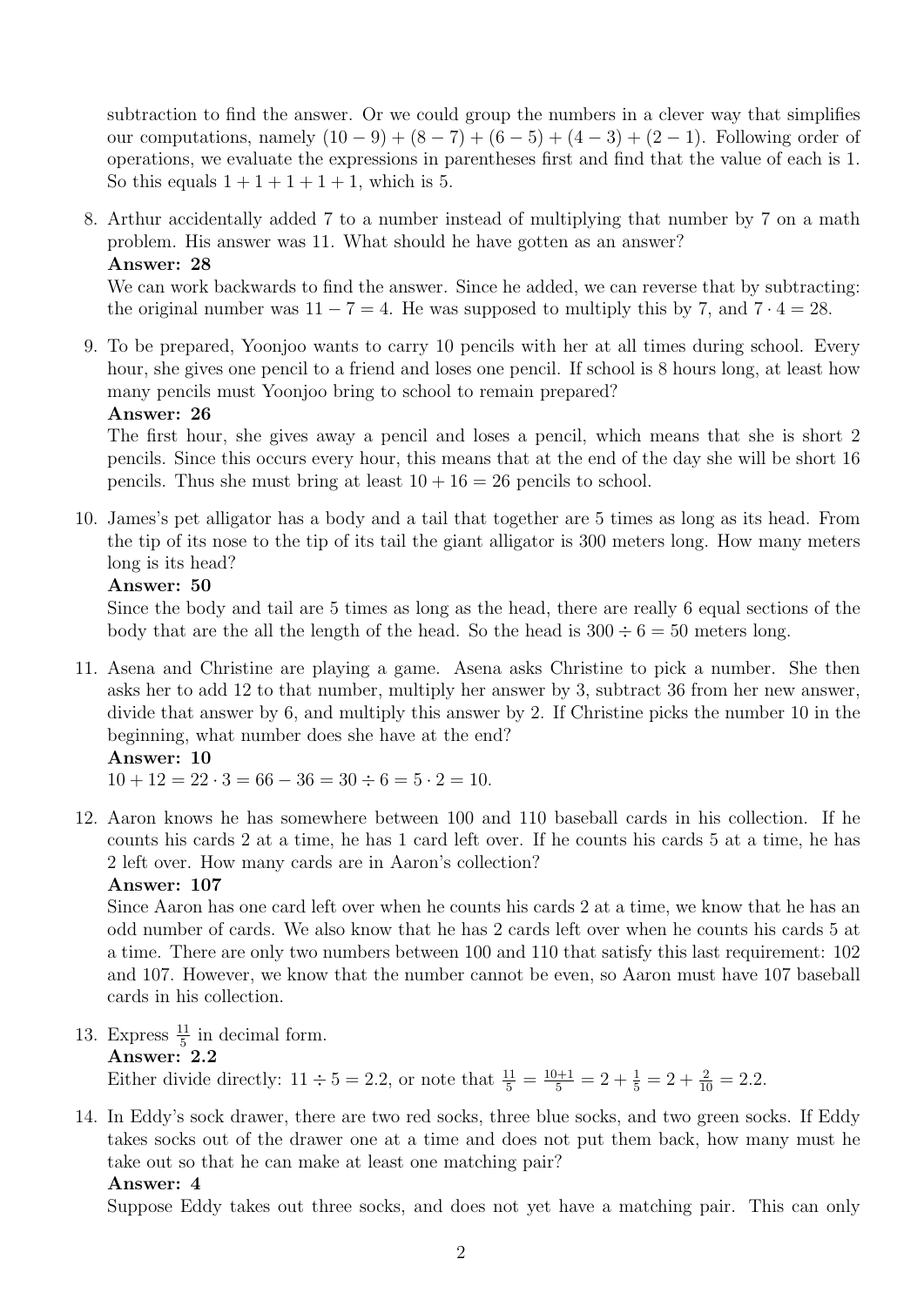subtraction to find the answer. Or we could group the numbers in a clever way that simplifies our computations, namely $(10-9)+(8-7)+(6-5)+(4-3)+(2-1)$. Following order of operations, we evaluate the expressions in parentheses first and find that the value of each is 1. So this equals $1+1+1+1+1$, which is 5.

8. Arthur accidentally added 7 to a number instead of multiplying that number by 7 on a math problem. His answer was 11. What should he have gotten as an answer?

   **Answer: 28**

   We can work backwards to find the answer. Since he added, we can reverse that by subtracting: the original number was $11-7=4$. He was supposed to multiply this by 7, and $7 \cdot 4 = 28$.

9. To be prepared, Yoonjoo wants to carry 10 pencils with her at all times during school. Every hour, she gives one pencil to a friend and loses one pencil. If school is 8 hours long, at least how many pencils must Yoonjoo bring to school to remain prepared?

   **Answer: 26**

   The first hour, she gives away a pencil and loses a pencil, which means that she is short 2 pencils. Since this occurs every hour, this means that at the end of the day she will be short 16 pencils. Thus she must bring at least $10+16=26$ pencils to school.

10. James's pet alligator has a body and a tail that together are 5 times as long as its head. From the tip of its nose to the tip of its tail the giant alligator is 300 meters long. How many meters long is its head?

    **Answer: 50**

    Since the body and tail are 5 times as long as the head, there are really 6 equal sections of the body that are the all the length of the head. So the head is $300 \div 6 = 50$ meters long.

11. Asena and Christine are playing a game. Asena asks Christine to pick a number. She then asks her to add 12 to that number, multiply her answer by 3, subtract 36 from her new answer, divide that answer by 6, and multiply this answer by 2. If Christine picks the number 10 in the beginning, what number does she have at the end?

    **Answer: 10**

    $10+12=22 \cdot 3 = 66 - 36 = 30 \div 6 = 5 \cdot 2 = 10$.

12. Aaron knows he has somewhere between 100 and 110 baseball cards in his collection. If he counts his cards 2 at a time, he has 1 card left over. If he counts his cards 5 at a time, he has 2 left over. How many cards are in Aaron's collection?

    **Answer: 107**

    Since Aaron has one card left over when he counts his cards 2 at a time, we know that he has an odd number of cards. We also know that he has 2 cards left over when he counts his cards 5 at a time. There are only two numbers between 100 and 110 that satisfy this last requirement: 102 and 107. However, we know that the number cannot be even, so Aaron must have 107 baseball cards in his collection.

13. Express $\frac{11}{5}$ in decimal form.

    **Answer: 2.2**

    Either divide directly: $11 \div 5 = 2.2$, or note that $\frac{11}{5} = \frac{10+1}{5} = 2 + \frac{1}{5} = 2 + \frac{2}{10} = 2.2$.

14. In Eddy's sock drawer, there are two red socks, three blue socks, and two green socks. If Eddy takes socks out of the drawer one at a time and does not put them back, how many must he take out so that he can make at least one matching pair?

    **Answer: 4**

    Suppose Eddy takes out three socks, and does not yet have a matching pair. This can only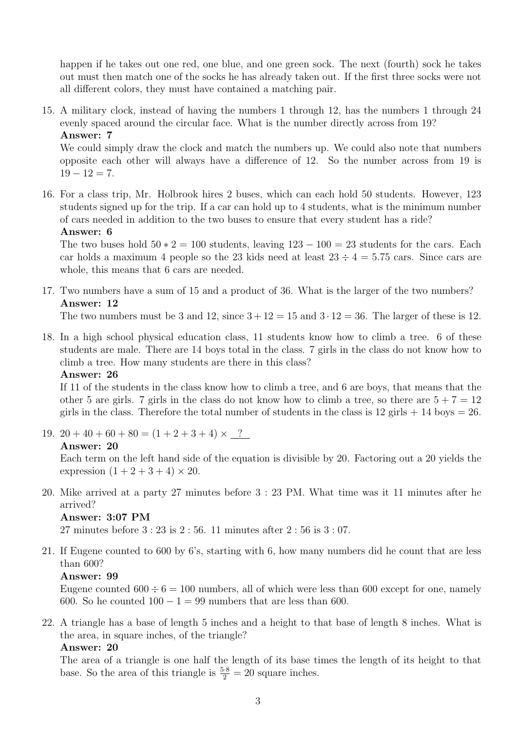happen if he takes out one red, one blue, and one green sock. The next (fourth) sock he takes out must then match one of the socks he has already taken out. If the first three socks were not all different colors, they must have contained a matching pair.

15. A military clock, instead of having the numbers 1 through 12, has the numbers 1 through 24 evenly spaced around the circular face. What is the number directly across from 19?
**Answer: 7**
We could simply draw the clock and match the numbers up. We could also note that numbers opposite each other will always have a difference of 12. So the number across from 19 is $19 - 12 = 7$.

16. For a class trip, Mr. Holbrook hires 2 buses, which can each hold 50 students. However, 123 students signed up for the trip. If a car can hold up to 4 students, what is the minimum number of cars needed in addition to the two buses to ensure that every student has a ride?
**Answer: 6**
The two buses hold $50 * 2 = 100$ students, leaving $123 - 100 = 23$ students for the cars. Each car holds a maximum 4 people so the 23 kids need at least $23 \div 4 = 5.75$ cars. Since cars are whole, this means that 6 cars are needed.

17. Two numbers have a sum of 15 and a product of 36. What is the larger of the two numbers?
**Answer: 12**
The two numbers must be 3 and 12, since $3 + 12 = 15$ and $3 \cdot 12 = 36$. The larger of these is 12.

18. In a high school physical education class, 11 students know how to climb a tree. 6 of these students are male. There are 14 boys total in the class. 7 girls in the class do not know how to climb a tree. How many students are there in this class?
**Answer: 26**
If 11 of the students in the class know how to climb a tree, and 6 are boys, that means that the other 5 are girls. 7 girls in the class do not know how to climb a tree, so there are $5 + 7 = 12$ girls in the class. Therefore the total number of students in the class is 12 girls + 14 boys = 26.

19. $20 + 40 + 60 + 80 = (1 + 2 + 3 + 4) \times \underline{\ \ ?\ \ }$
**Answer: 20**
Each term on the left hand side of the equation is divisible by 20. Factoring out a 20 yields the expression $(1 + 2 + 3 + 4) \times 20$.

20. Mike arrived at a party 27 minutes before 3 : 23 PM. What time was it 11 minutes after he arrived?
**Answer: 3:07 PM**
27 minutes before 3 : 23 is 2 : 56. 11 minutes after 2 : 56 is 3 : 07.

21. If Eugene counted to 600 by 6's, starting with 6, how many numbers did he count that are less than 600?
**Answer: 99**
Eugene counted $600 \div 6 = 100$ numbers, all of which were less than 600 except for one, namely 600. So he counted $100 - 1 = 99$ numbers that are less than 600.

22. A triangle has a base of length 5 inches and a height to that base of length 8 inches. What is the area, in square inches, of the triangle?
**Answer: 20**
The area of a triangle is one half the length of its base times the length of its height to that base. So the area of this triangle is $\frac{5 \cdot 8}{2} = 20$ square inches.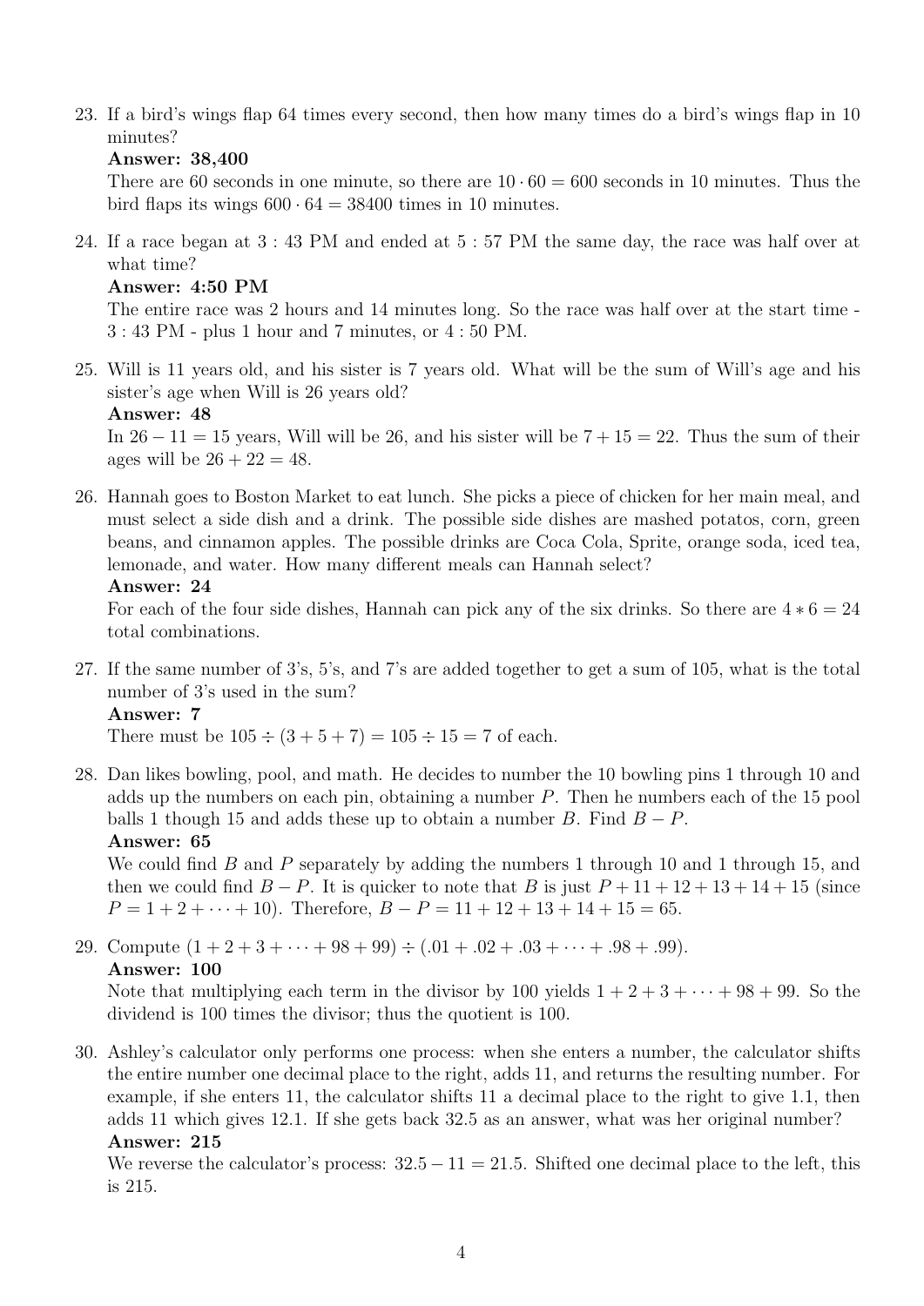23. If a bird's wings flap 64 times every second, then how many times do a bird's wings flap in 10 minutes?

    **Answer: 38,400**

    There are 60 seconds in one minute, so there are $10 \cdot 60 = 600$ seconds in 10 minutes. Thus the bird flaps its wings $600 \cdot 64 = 38400$ times in 10 minutes.

24. If a race began at $3:43$ PM and ended at $5:57$ PM the same day, the race was half over at what time?

    **Answer: 4:50 PM**

    The entire race was 2 hours and 14 minutes long. So the race was half over at the start time - $3:43$ PM - plus 1 hour and 7 minutes, or $4:50$ PM.

25. Will is 11 years old, and his sister is 7 years old. What will be the sum of Will's age and his sister's age when Will is 26 years old?

    **Answer: 48**

    In $26 - 11 = 15$ years, Will will be 26, and his sister will be $7 + 15 = 22$. Thus the sum of their ages will be $26 + 22 = 48$.

26. Hannah goes to Boston Market to eat lunch. She picks a piece of chicken for her main meal, and must select a side dish and a drink. The possible side dishes are mashed potatos, corn, green beans, and cinnamon apples. The possible drinks are Coca Cola, Sprite, orange soda, iced tea, lemonade, and water. How many different meals can Hannah select?

    **Answer: 24**

    For each of the four side dishes, Hannah can pick any of the six drinks. So there are $4 * 6 = 24$ total combinations.

27. If the same number of 3's, 5's, and 7's are added together to get a sum of 105, what is the total number of 3's used in the sum?

    **Answer: 7**

    There must be $105 \div (3 + 5 + 7) = 105 \div 15 = 7$ of each.

28. Dan likes bowling, pool, and math. He decides to number the 10 bowling pins 1 through 10 and adds up the numbers on each pin, obtaining a number $P$. Then he numbers each of the 15 pool balls 1 though 15 and adds these up to obtain a number $B$. Find $B - P$.

    **Answer: 65**

    We could find $B$ and $P$ separately by adding the numbers 1 through 10 and 1 through 15, and then we could find $B - P$. It is quicker to note that $B$ is just $P + 11 + 12 + 13 + 14 + 15$ (since $P = 1 + 2 + \cdots + 10$). Therefore, $B - P = 11 + 12 + 13 + 14 + 15 = 65$.

29. Compute $(1 + 2 + 3 + \cdots + 98 + 99) \div (.01 + .02 + .03 + \cdots + .98 + .99)$.

    **Answer: 100**

    Note that multiplying each term in the divisor by 100 yields $1 + 2 + 3 + \cdots + 98 + 99$. So the dividend is 100 times the divisor; thus the quotient is 100.

30. Ashley's calculator only performs one process: when she enters a number, the calculator shifts the entire number one decimal place to the right, adds 11, and returns the resulting number. For example, if she enters 11, the calculator shifts 11 a decimal place to the right to give 1.1, then adds 11 which gives 12.1. If she gets back 32.5 as an answer, what was her original number?

    **Answer: 215**

    We reverse the calculator's process: $32.5 - 11 = 21.5$. Shifted one decimal place to the left, this is 215.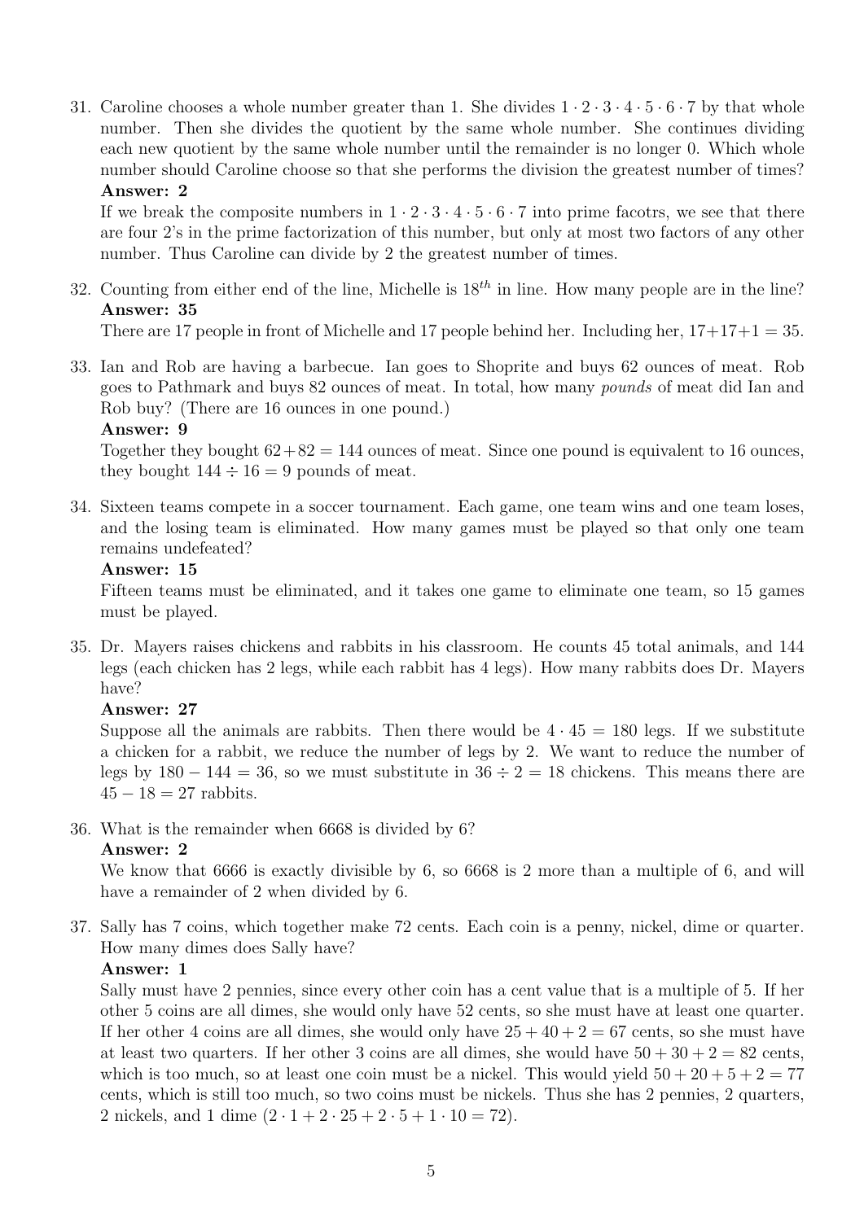31. Caroline chooses a whole number greater than 1. She divides $1 \cdot 2 \cdot 3 \cdot 4 \cdot 5 \cdot 6 \cdot 7$ by that whole number. Then she divides the quotient by the same whole number. She continues dividing each new quotient by the same whole number until the remainder is no longer 0. Which whole number should Caroline choose so that she performs the division the greatest number of times?
    **Answer: 2**

    If we break the composite numbers in $1 \cdot 2 \cdot 3 \cdot 4 \cdot 5 \cdot 6 \cdot 7$ into prime facotrs, we see that there are four 2's in the prime factorization of this number, but only at most two factors of any other number. Thus Caroline can divide by 2 the greatest number of times.

32. Counting from either end of the line, Michelle is $18^{th}$ in line. How many people are in the line?
    **Answer: 35**

    There are 17 people in front of Michelle and 17 people behind her. Including her, $17+17+1 = 35$.

33. Ian and Rob are having a barbecue. Ian goes to Shoprite and buys 62 ounces of meat. Rob goes to Pathmark and buys 82 ounces of meat. In total, how many *pounds* of meat did Ian and Rob buy? (There are 16 ounces in one pound.)
    **Answer: 9**

    Together they bought $62+82 = 144$ ounces of meat. Since one pound is equivalent to 16 ounces, they bought $144 \div 16 = 9$ pounds of meat.

34. Sixteen teams compete in a soccer tournament. Each game, one team wins and one team loses, and the losing team is eliminated. How many games must be played so that only one team remains undefeated?
    **Answer: 15**

    Fifteen teams must be eliminated, and it takes one game to eliminate one team, so 15 games must be played.

35. Dr. Mayers raises chickens and rabbits in his classroom. He counts 45 total animals, and 144 legs (each chicken has 2 legs, while each rabbit has 4 legs). How many rabbits does Dr. Mayers have?
    **Answer: 27**

    Suppose all the animals are rabbits. Then there would be $4 \cdot 45 = 180$ legs. If we substitute a chicken for a rabbit, we reduce the number of legs by 2. We want to reduce the number of legs by $180 - 144 = 36$, so we must substitute in $36 \div 2 = 18$ chickens. This means there are $45 - 18 = 27$ rabbits.

36. What is the remainder when 6668 is divided by 6?
    **Answer: 2**

    We know that 6666 is exactly divisible by 6, so 6668 is 2 more than a multiple of 6, and will have a remainder of 2 when divided by 6.

37. Sally has 7 coins, which together make 72 cents. Each coin is a penny, nickel, dime or quarter. How many dimes does Sally have?
    **Answer: 1**

    Sally must have 2 pennies, since every other coin has a cent value that is a multiple of 5. If her other 5 coins are all dimes, she would only have 52 cents, so she must have at least one quarter. If her other 4 coins are all dimes, she would only have $25 + 40 + 2 = 67$ cents, so she must have at least two quarters. If her other 3 coins are all dimes, she would have $50 + 30 + 2 = 82$ cents, which is too much, so at least one coin must be a nickel. This would yield $50 + 20 + 5 + 2 = 77$ cents, which is still too much, so two coins must be nickels. Thus she has 2 pennies, 2 quarters, 2 nickels, and 1 dime ($2 \cdot 1 + 2 \cdot 25 + 2 \cdot 5 + 1 \cdot 10 = 72$).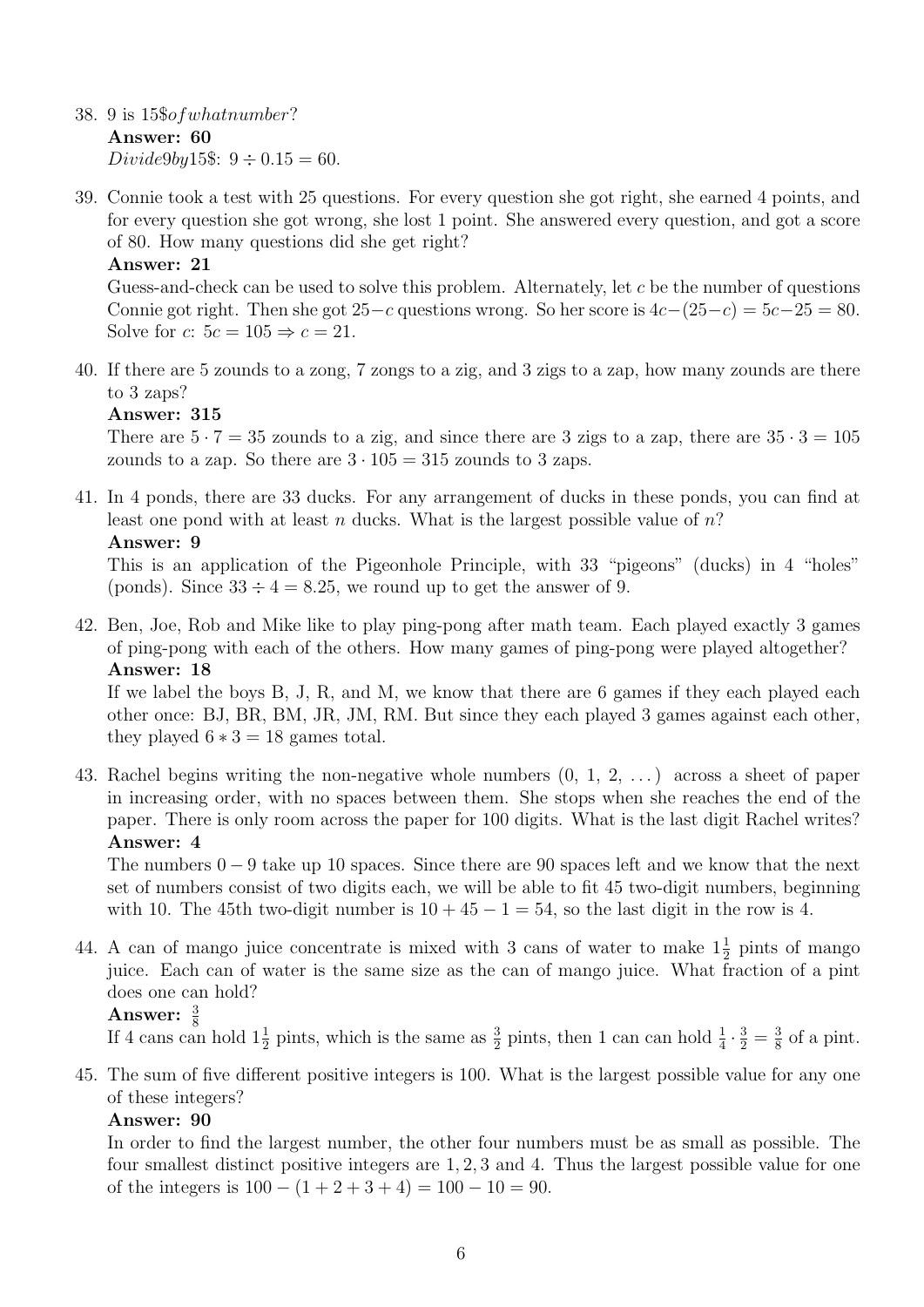38. 9 is 15$ofwhatnumber?

    **Answer: 60**

    $Divide 9 by 15$: $9 \div 0.15 = 60$.

39. Connie took a test with 25 questions. For every question she got right, she earned 4 points, and for every question she got wrong, she lost 1 point. She answered every question, and got a score of 80. How many questions did she get right?

    **Answer: 21**

    Guess-and-check can be used to solve this problem. Alternately, let $c$ be the number of questions Connie got right. Then she got $25-c$ questions wrong. So her score is $4c-(25-c) = 5c-25 = 80$. Solve for $c$: $5c = 105 \Rightarrow c = 21$.

40. If there are 5 zounds to a zong, 7 zongs to a zig, and 3 zigs to a zap, how many zounds are there to 3 zaps?

    **Answer: 315**

    There are $5 \cdot 7 = 35$ zounds to a zig, and since there are 3 zigs to a zap, there are $35 \cdot 3 = 105$ zounds to a zap. So there are $3 \cdot 105 = 315$ zounds to 3 zaps.

41. In 4 ponds, there are 33 ducks. For any arrangement of ducks in these ponds, you can find at least one pond with at least $n$ ducks. What is the largest possible value of $n$?

    **Answer: 9**

    This is an application of the Pigeonhole Principle, with 33 "pigeons" (ducks) in 4 "holes" (ponds). Since $33 \div 4 = 8.25$, we round up to get the answer of 9.

42. Ben, Joe, Rob and Mike like to play ping-pong after math team. Each played exactly 3 games of ping-pong with each of the others. How many games of ping-pong were played altogether?

    **Answer: 18**

    If we label the boys B, J, R, and M, we know that there are 6 games if they each played each other once: BJ, BR, BM, JR, JM, RM. But since they each played 3 games against each other, they played $6 * 3 = 18$ games total.

43. Rachel begins writing the non-negative whole numbers (0, 1, 2, ...) across a sheet of paper in increasing order, with no spaces between them. She stops when she reaches the end of the paper. There is only room across the paper for 100 digits. What is the last digit Rachel writes?

    **Answer: 4**

    The numbers $0-9$ take up 10 spaces. Since there are 90 spaces left and we know that the next set of numbers consist of two digits each, we will be able to fit 45 two-digit numbers, beginning with 10. The 45th two-digit number is $10 + 45 - 1 = 54$, so the last digit in the row is 4.

44. A can of mango juice concentrate is mixed with 3 cans of water to make $1\frac{1}{2}$ pints of mango juice. Each can of water is the same size as the can of mango juice. What fraction of a pint does one can hold?

    **Answer: $\frac{3}{8}$**

    If 4 cans can hold $1\frac{1}{2}$ pints, which is the same as $\frac{3}{2}$ pints, then 1 can can hold $\frac{1}{4} \cdot \frac{3}{2} = \frac{3}{8}$ of a pint.

45. The sum of five different positive integers is 100. What is the largest possible value for any one of these integers?

    **Answer: 90**

    In order to find the largest number, the other four numbers must be as small as possible. The four smallest distinct positive integers are $1, 2, 3$ and 4. Thus the largest possible value for one of the integers is $100 - (1 + 2 + 3 + 4) = 100 - 10 = 90$.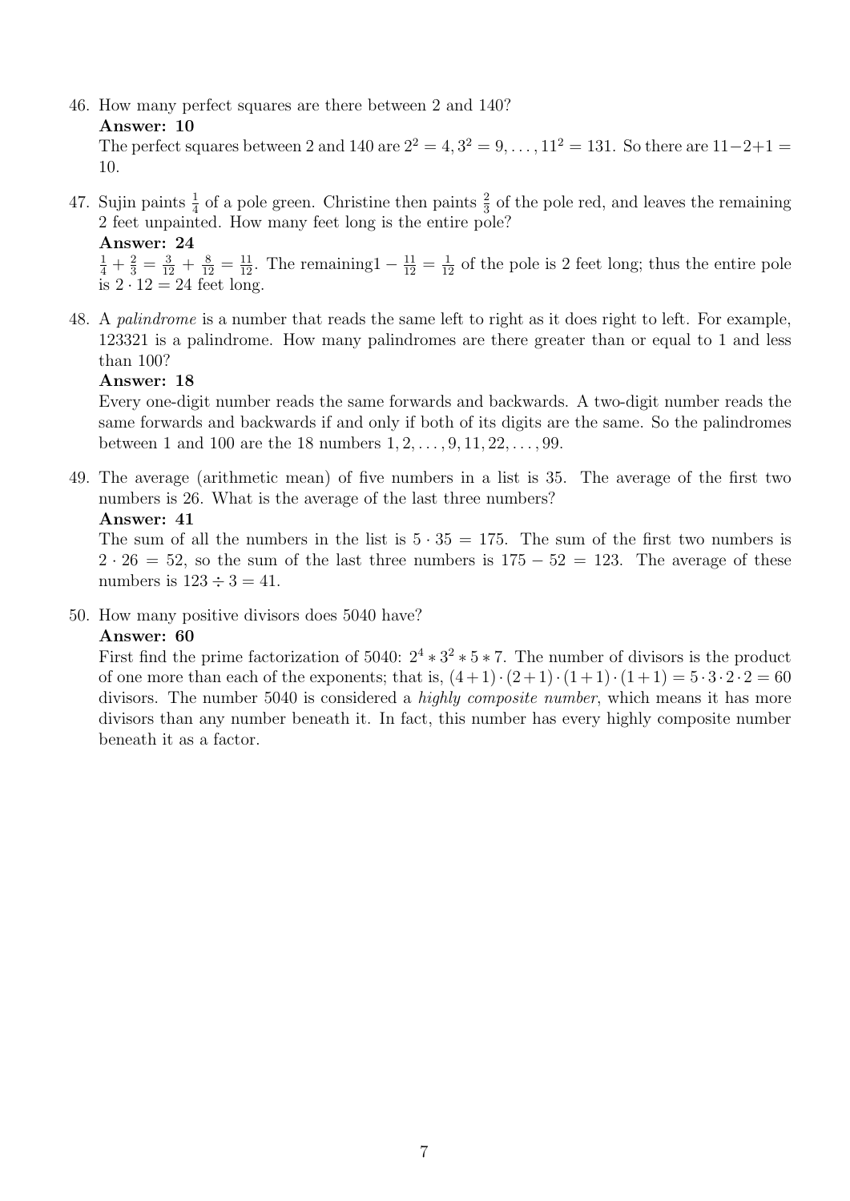46. How many perfect squares are there between 2 and 140?

    **Answer: 10**

    The perfect squares between 2 and 140 are $2^2 = 4, 3^2 = 9, \ldots, 11^2 = 131$. So there are $11-2+1 = 10$.

47. Sujin paints $\frac{1}{4}$ of a pole green. Christine then paints $\frac{2}{3}$ of the pole red, and leaves the remaining 2 feet unpainted. How many feet long is the entire pole?

    **Answer: 24**

    $\frac{1}{4} + \frac{2}{3} = \frac{3}{12} + \frac{8}{12} = \frac{11}{12}$. The remaining$1 - \frac{11}{12} = \frac{1}{12}$ of the pole is 2 feet long; thus the entire pole is $2 \cdot 12 = 24$ feet long.

48. A *palindrome* is a number that reads the same left to right as it does right to left. For example, 123321 is a palindrome. How many palindromes are there greater than or equal to 1 and less than 100?

    **Answer: 18**

    Every one-digit number reads the same forwards and backwards. A two-digit number reads the same forwards and backwards if and only if both of its digits are the same. So the palindromes between 1 and 100 are the 18 numbers $1, 2, \ldots, 9, 11, 22, \ldots, 99$.

49. The average (arithmetic mean) of five numbers in a list is 35. The average of the first two numbers is 26. What is the average of the last three numbers?

    **Answer: 41**

    The sum of all the numbers in the list is $5 \cdot 35 = 175$. The sum of the first two numbers is $2 \cdot 26 = 52$, so the sum of the last three numbers is $175 - 52 = 123$. The average of these numbers is $123 \div 3 = 41$.

50. How many positive divisors does 5040 have?

    **Answer: 60**

    First find the prime factorization of 5040: $2^4 * 3^2 * 5 * 7$. The number of divisors is the product of one more than each of the exponents; that is, $(4+1) \cdot (2+1) \cdot (1+1) \cdot (1+1) = 5 \cdot 3 \cdot 2 \cdot 2 = 60$ divisors. The number 5040 is considered a *highly composite number*, which means it has more divisors than any number beneath it. In fact, this number has every highly composite number beneath it as a factor.